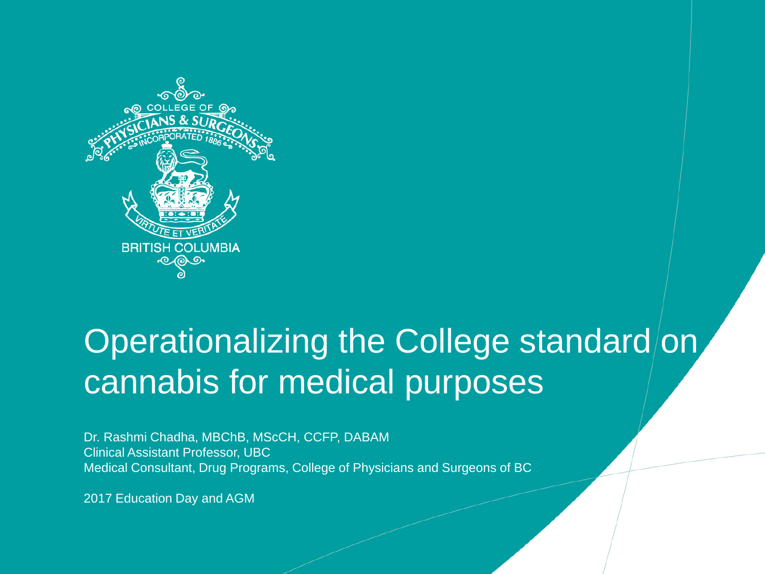# Operationalizing the College standard on cannabis for medical purposes

Dr. Rashmi Chadha, MBChB, MScCH, CCFP, DABAM
Clinical Assistant Professor, UBC
Medical Consultant, Drug Programs, College of Physicians and Surgeons of BC

2017 Education Day and AGM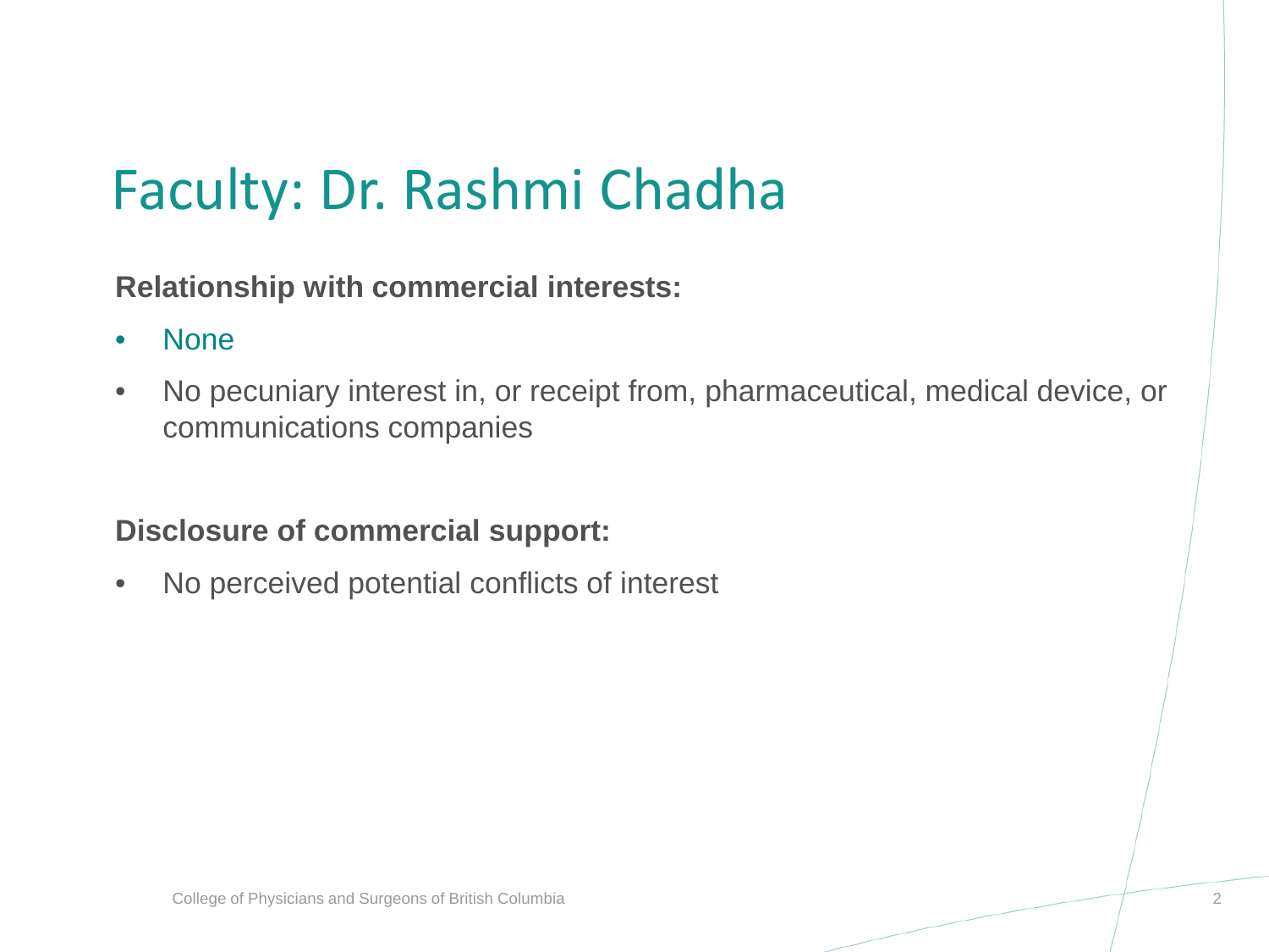# Faculty: Dr. Rashmi Chadha

**Relationship with commercial interests:**

- None
- No pecuniary interest in, or receipt from, pharmaceutical, medical device, or communications companies

**Disclosure of commercial support:**

- No perceived potential conflicts of interest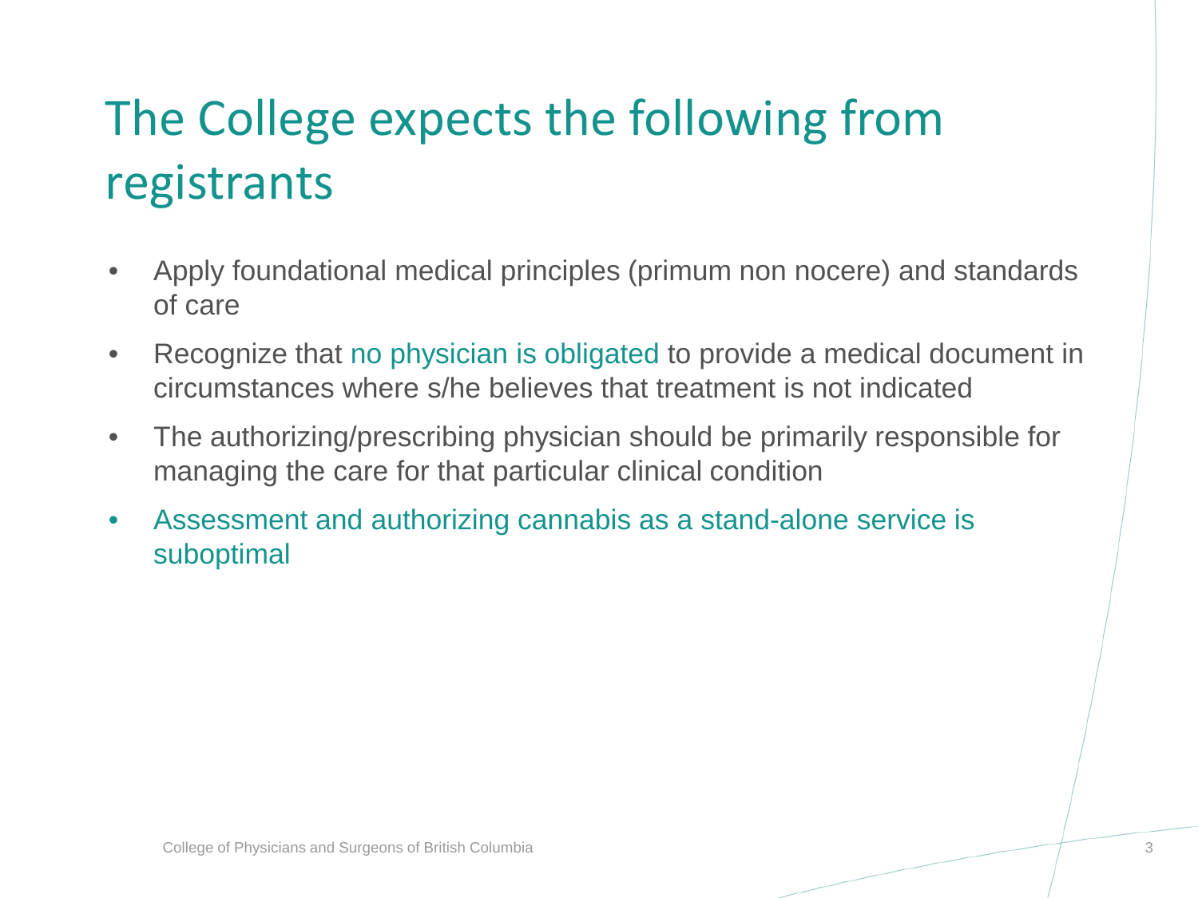# The College expects the following from registrants

- Apply foundational medical principles (primum non nocere) and standards of care
- Recognize that no physician is obligated to provide a medical document in circumstances where s/he believes that treatment is not indicated
- The authorizing/prescribing physician should be primarily responsible for managing the care for that particular clinical condition
- Assessment and authorizing cannabis as a stand-alone service is suboptimal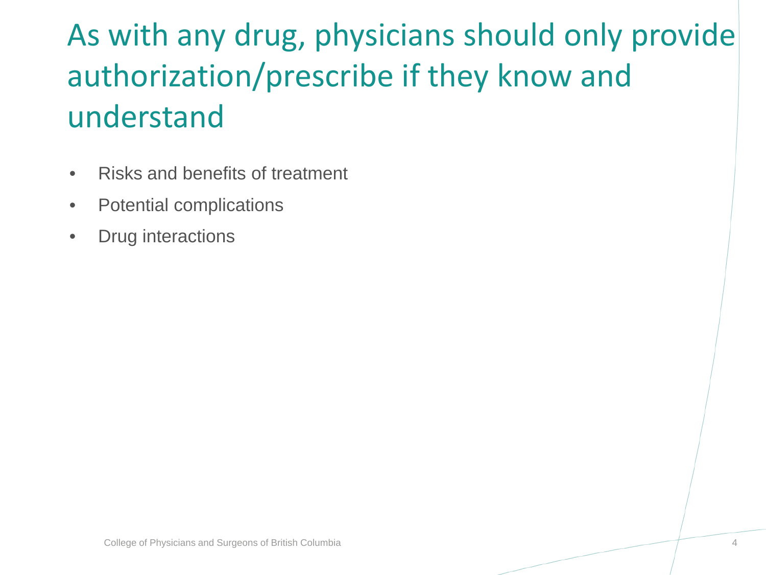# As with any drug, physicians should only provide authorization/prescribe if they know and understand

- Risks and benefits of treatment
- Potential complications
- Drug interactions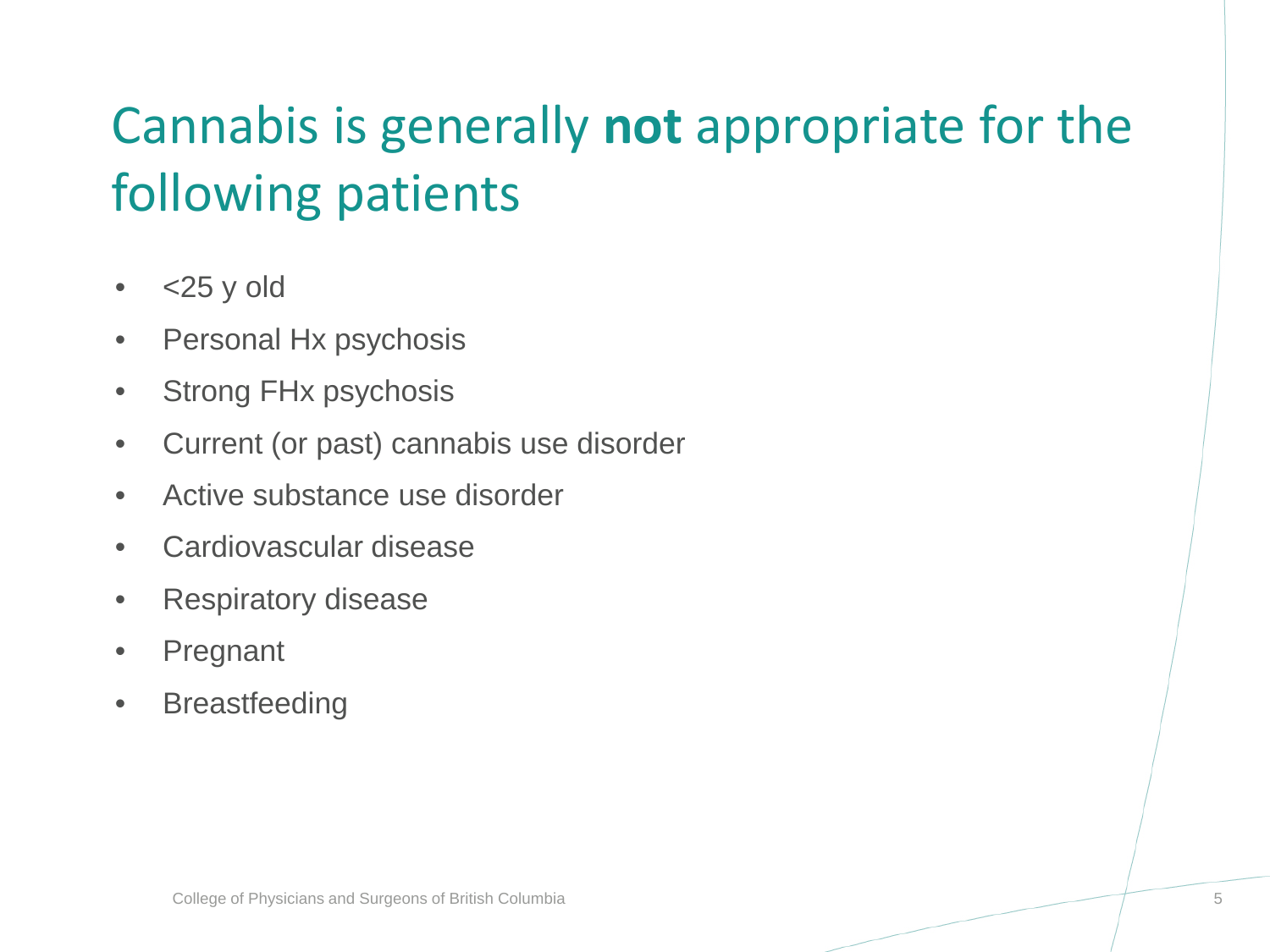# Cannabis is generally **not** appropriate for the following patients

- <25 y old
- Personal Hx psychosis
- Strong FHx psychosis
- Current (or past) cannabis use disorder
- Active substance use disorder
- Cardiovascular disease
- Respiratory disease
- Pregnant
- Breastfeeding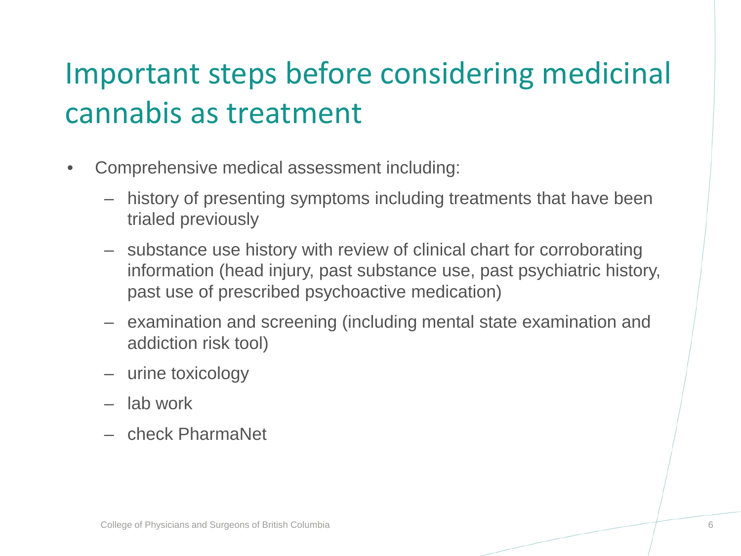# Important steps before considering medicinal cannabis as treatment

- Comprehensive medical assessment including:
  - history of presenting symptoms including treatments that have been trialed previously
  - substance use history with review of clinical chart for corroborating information (head injury, past substance use, past psychiatric history, past use of prescribed psychoactive medication)
  - examination and screening (including mental state examination and addiction risk tool)
  - urine toxicology
  - lab work
  - check PharmaNet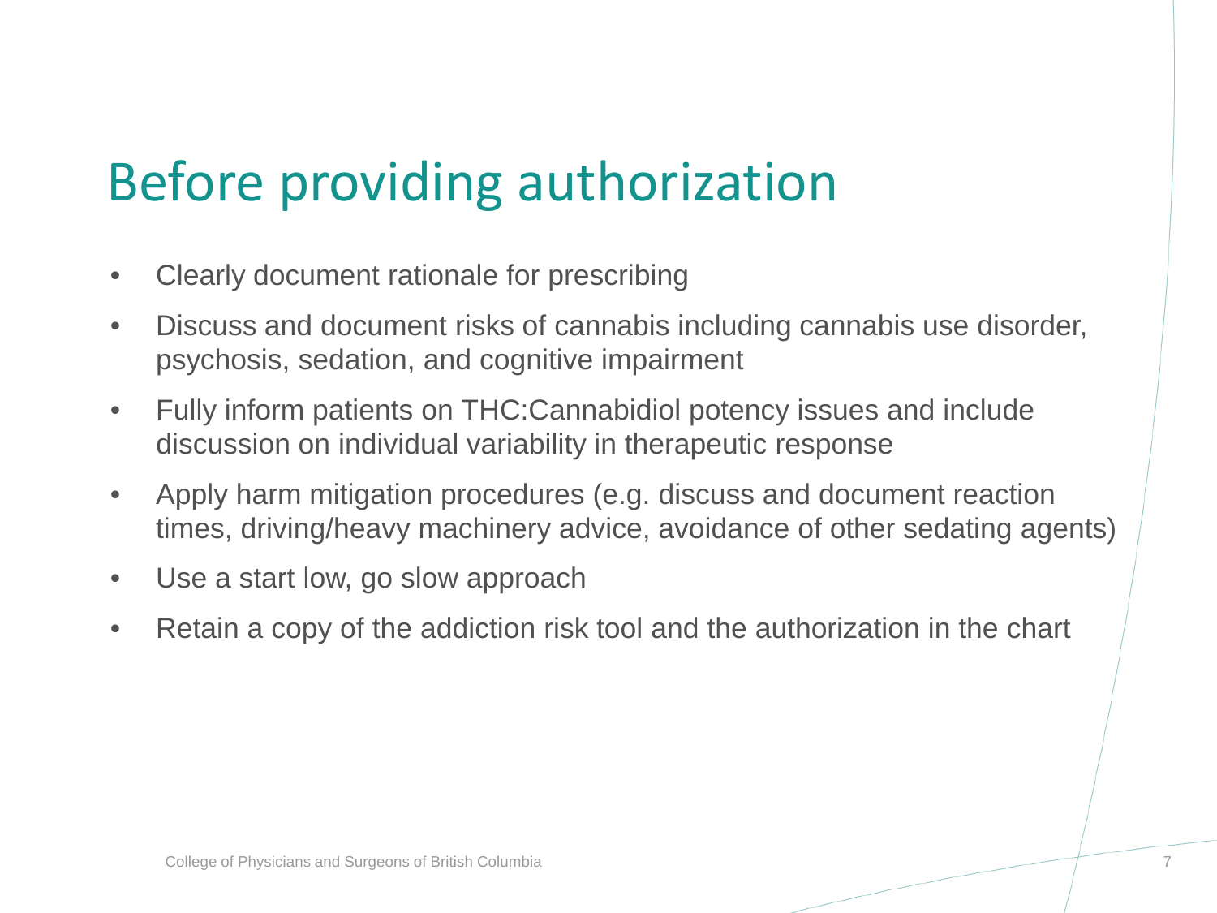# Before providing authorization

- Clearly document rationale for prescribing
- Discuss and document risks of cannabis including cannabis use disorder, psychosis, sedation, and cognitive impairment
- Fully inform patients on THC:Cannabidiol potency issues and include discussion on individual variability in therapeutic response
- Apply harm mitigation procedures (e.g. discuss and document reaction times, driving/heavy machinery advice, avoidance of other sedating agents)
- Use a start low, go slow approach
- Retain a copy of the addiction risk tool and the authorization in the chart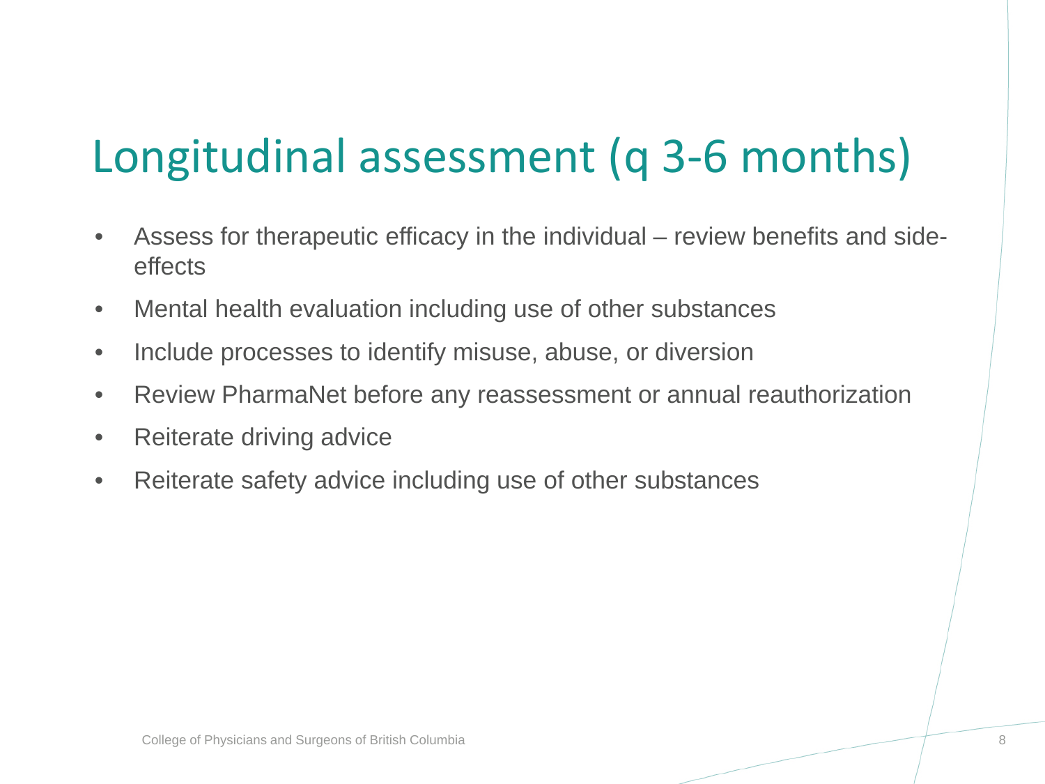# Longitudinal assessment (q 3-6 months)

- Assess for therapeutic efficacy in the individual – review benefits and side-effects
- Mental health evaluation including use of other substances
- Include processes to identify misuse, abuse, or diversion
- Review PharmaNet before any reassessment or annual reauthorization
- Reiterate driving advice
- Reiterate safety advice including use of other substances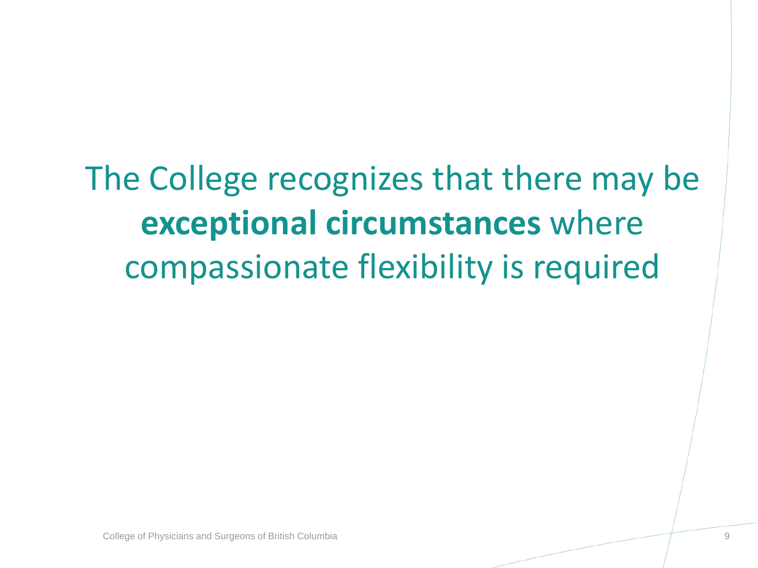The College recognizes that there may be **exceptional circumstances** where compassionate flexibility is required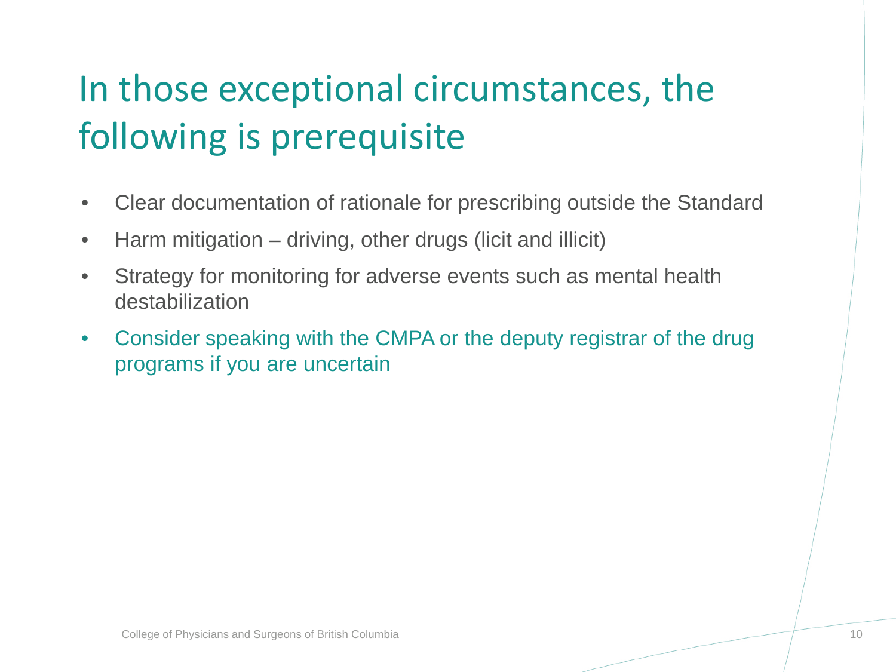# In those exceptional circumstances, the following is prerequisite

- Clear documentation of rationale for prescribing outside the Standard
- Harm mitigation – driving, other drugs (licit and illicit)
- Strategy for monitoring for adverse events such as mental health destabilization
- Consider speaking with the CMPA or the deputy registrar of the drug programs if you are uncertain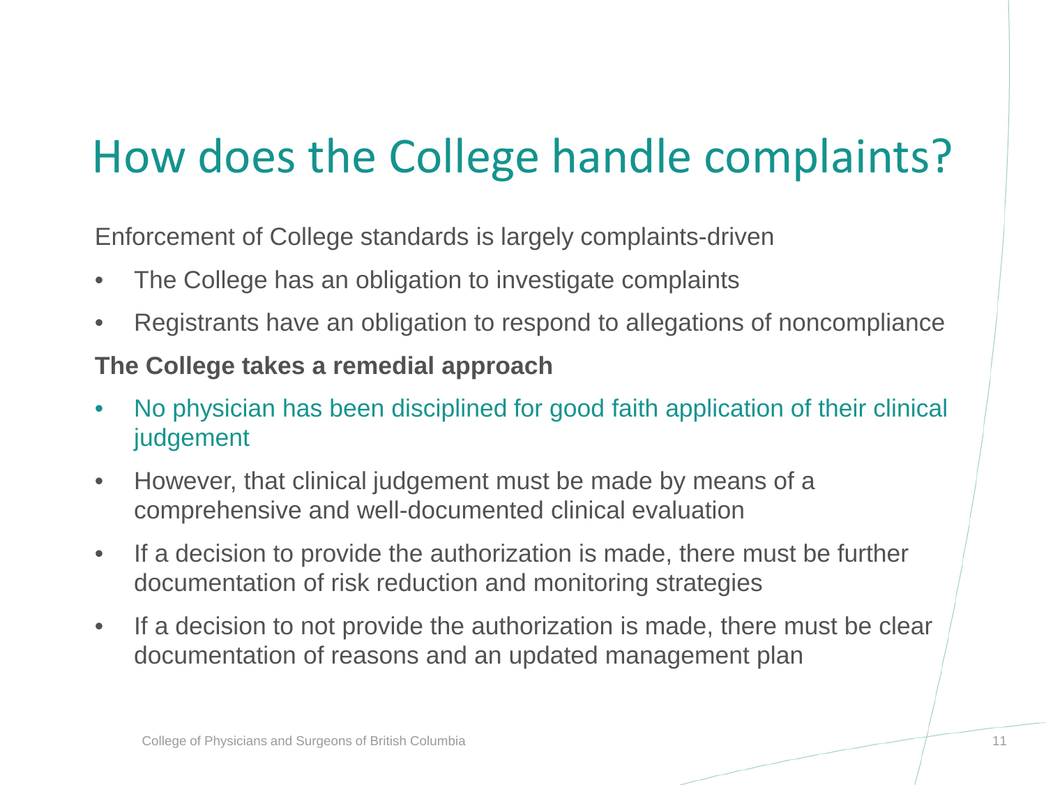# How does the College handle complaints?

Enforcement of College standards is largely complaints-driven

- The College has an obligation to investigate complaints
- Registrants have an obligation to respond to allegations of noncompliance

**The College takes a remedial approach**

- No physician has been disciplined for good faith application of their clinical judgement
- However, that clinical judgement must be made by means of a comprehensive and well-documented clinical evaluation
- If a decision to provide the authorization is made, there must be further documentation of risk reduction and monitoring strategies
- If a decision to not provide the authorization is made, there must be clear documentation of reasons and an updated management plan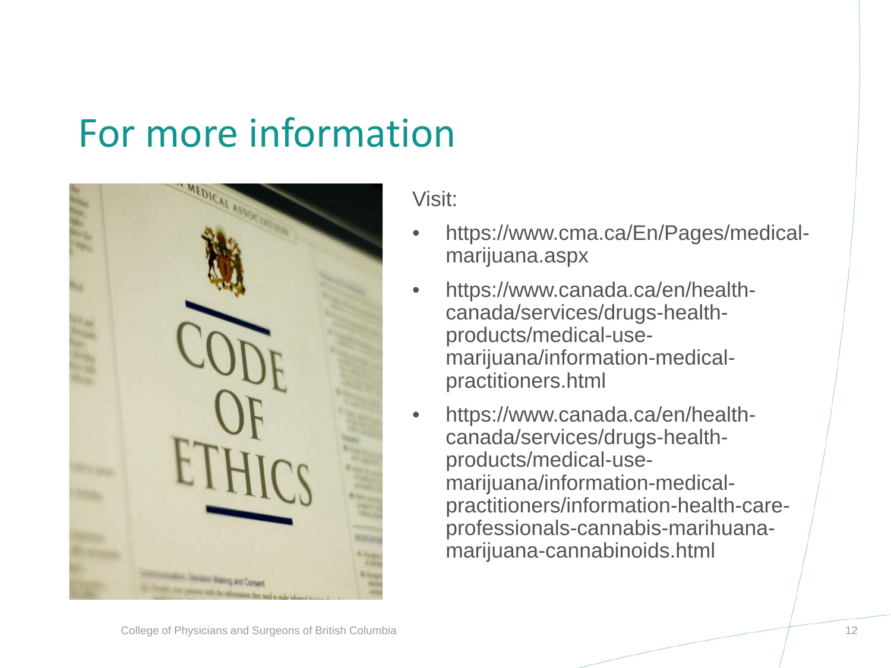# For more information

Visit:

- https://www.cma.ca/En/Pages/medical-marijuana.aspx
- https://www.canada.ca/en/health-canada/services/drugs-health-products/medical-use-marijuana/information-medical-practitioners.html
- https://www.canada.ca/en/health-canada/services/drugs-health-products/medical-use-marijuana/information-medical-practitioners/information-health-care-professionals-cannabis-marihuana-marijuana-cannabinoids.html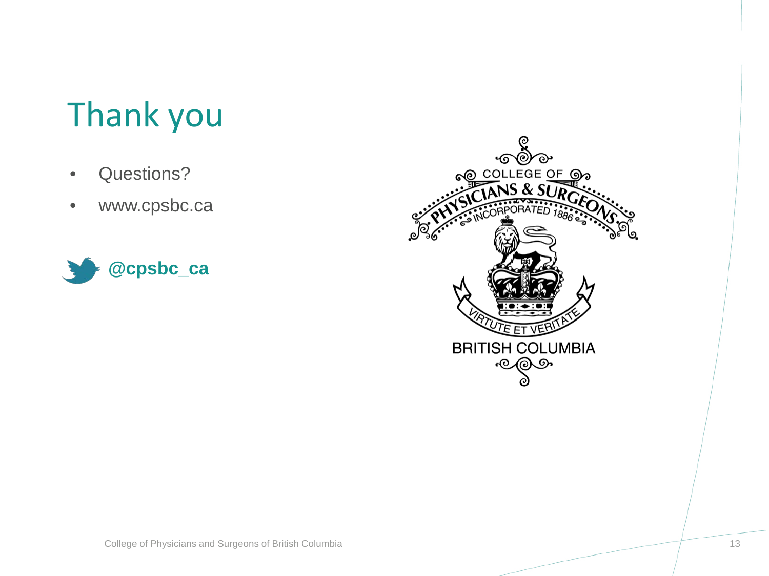# Thank you

- Questions?
- www.cpsbc.ca

@cpsbc_ca